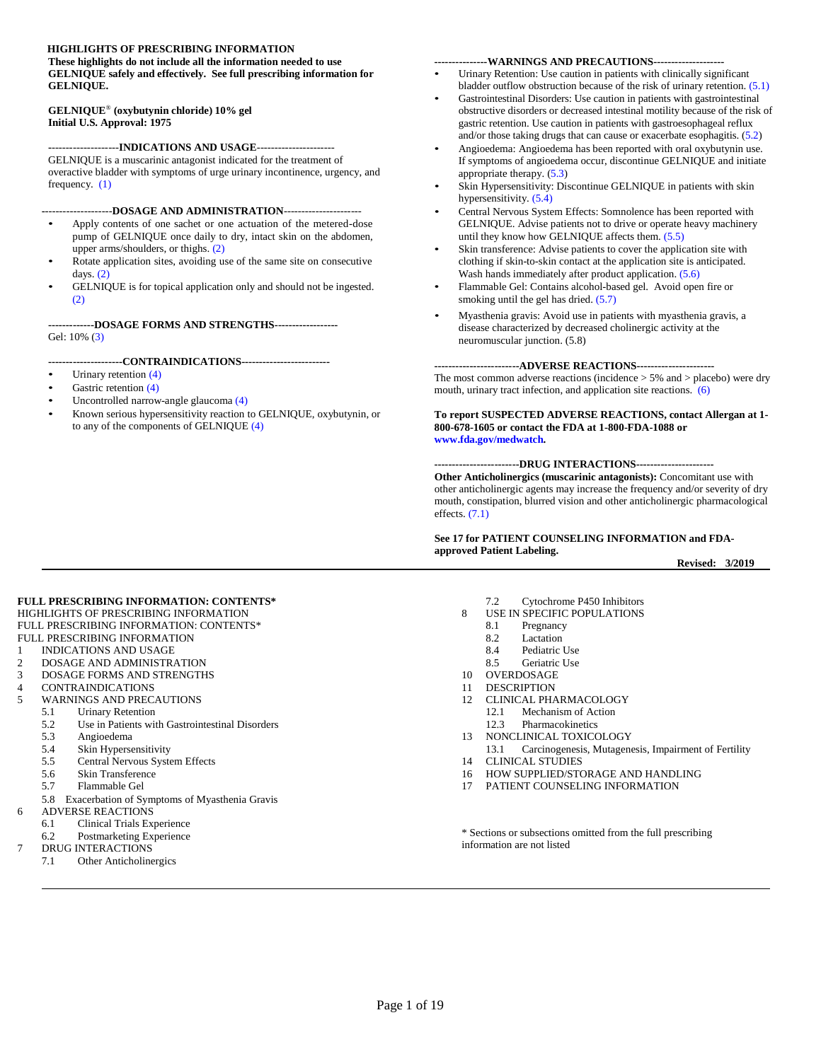## HIGHLIGHTS OF PRESCRIBING INFORMATION

**These highlights do not include all the information needed to use GELNIQUE safely and effectively. See full prescribing information for GELNIQUE.**

**GELNIQUE® (oxybutynin chloride) 10% gel**
**Initial U.S. Approval: 1975**

**--------------------INDICATIONS AND USAGE----------------------**

GELNIQUE is a muscarinic antagonist indicated for the treatment of overactive bladder with symptoms of urge urinary incontinence, urgency, and frequency. (1)

**--------------------DOSAGE AND ADMINISTRATION----------------------**

- Apply contents of one sachet or one actuation of the metered-dose pump of GELNIQUE once daily to dry, intact skin on the abdomen, upper arms/shoulders, or thighs. (2)
- Rotate application sites, avoiding use of the same site on consecutive days. (2)
- GELNIQUE is for topical application only and should not be ingested. (2)

**-------------DOSAGE FORMS AND STRENGTHS------------------**

Gel: 10% (3)

**---------------------CONTRAINDICATIONS-------------------------**

- Urinary retention (4)
- Gastric retention (4)
- Uncontrolled narrow-angle glaucoma (4)
- Known serious hypersensitivity reaction to GELNIQUE, oxybutynin, or to any of the components of GELNIQUE (4)

**---------------WARNINGS AND PRECAUTIONS--------------------**

- Urinary Retention: Use caution in patients with clinically significant bladder outflow obstruction because of the risk of urinary retention. (5.1)
- Gastrointestinal Disorders: Use caution in patients with gastrointestinal obstructive disorders or decreased intestinal motility because of the risk of gastric retention. Use caution in patients with gastroesophageal reflux and/or those taking drugs that can cause or exacerbate esophagitis. (5.2)
- Angioedema: Angioedema has been reported with oral oxybutynin use. If symptoms of angioedema occur, discontinue GELNIQUE and initiate appropriate therapy. (5.3)
- Skin Hypersensitivity: Discontinue GELNIQUE in patients with skin hypersensitivity. (5.4)
- Central Nervous System Effects: Somnolence has been reported with GELNIQUE. Advise patients not to drive or operate heavy machinery until they know how GELNIQUE affects them. (5.5)
- Skin transference: Advise patients to cover the application site with clothing if skin-to-skin contact at the application site is anticipated. Wash hands immediately after product application. (5.6)
- Flammable Gel: Contains alcohol-based gel. Avoid open fire or smoking until the gel has dried. (5.7)
- Myasthenia gravis: Avoid use in patients with myasthenia gravis, a disease characterized by decreased cholinergic activity at the neuromuscular junction. (5.8)

**------------------------ADVERSE REACTIONS----------------------**

The most common adverse reactions (incidence > 5% and > placebo) were dry mouth, urinary tract infection, and application site reactions. (6)

**To report SUSPECTED ADVERSE REACTIONS, contact Allergan at 1-800-678-1605 or contact the FDA at 1-800-FDA-1088 or www.fda.gov/medwatch.**

**------------------------DRUG INTERACTIONS----------------------**

**Other Anticholinergics (muscarinic antagonists):** Concomitant use with other anticholinergic agents may increase the frequency and/or severity of dry mouth, constipation, blurred vision and other anticholinergic pharmacological effects. (7.1)

**See 17 for PATIENT COUNSELING INFORMATION and FDA-approved Patient Labeling.**

**Revised: 3/2019**

---

**FULL PRESCRIBING INFORMATION: CONTENTS***

HIGHLIGHTS OF PRESCRIBING INFORMATION
FULL PRESCRIBING INFORMATION: CONTENTS*
FULL PRESCRIBING INFORMATION
1 INDICATIONS AND USAGE
2 DOSAGE AND ADMINISTRATION
3 DOSAGE FORMS AND STRENGTHS
4 CONTRAINDICATIONS
5 WARNINGS AND PRECAUTIONS
  5.1 Urinary Retention
  5.2 Use in Patients with Gastrointestinal Disorders
  5.3 Angioedema
  5.4 Skin Hypersensitivity
  5.5 Central Nervous System Effects
  5.6 Skin Transference
  5.7 Flammable Gel
  5.8 Exacerbation of Symptoms of Myasthenia Gravis
6 ADVERSE REACTIONS
  6.1 Clinical Trials Experience
  6.2 Postmarketing Experience
7 DRUG INTERACTIONS
  7.1 Other Anticholinergics
  7.2 Cytochrome P450 Inhibitors
8 USE IN SPECIFIC POPULATIONS
  8.1 Pregnancy
  8.2 Lactation
  8.4 Pediatric Use
  8.5 Geriatric Use
10 OVERDOSAGE
11 DESCRIPTION
12 CLINICAL PHARMACOLOGY
  12.1 Mechanism of Action
  12.3 Pharmacokinetics
13 NONCLINICAL TOXICOLOGY
  13.1 Carcinogenesis, Mutagenesis, Impairment of Fertility
14 CLINICAL STUDIES
16 HOW SUPPLIED/STORAGE AND HANDLING
17 PATIENT COUNSELING INFORMATION

\* Sections or subsections omitted from the full prescribing information are not listed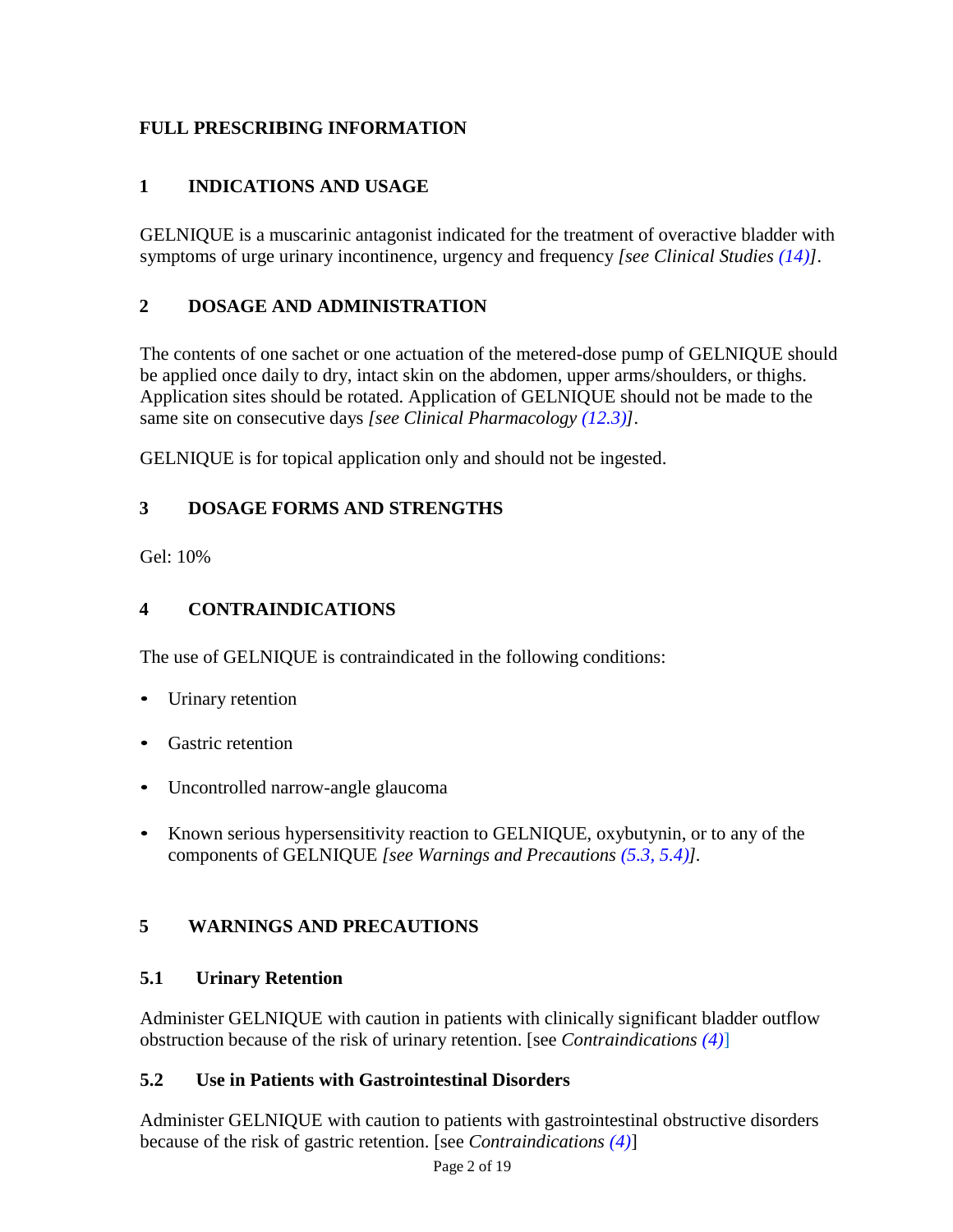# FULL PRESCRIBING INFORMATION

## 1 INDICATIONS AND USAGE

GELNIQUE is a muscarinic antagonist indicated for the treatment of overactive bladder with symptoms of urge urinary incontinence, urgency and frequency *[see Clinical Studies (14)]*.

## 2 DOSAGE AND ADMINISTRATION

The contents of one sachet or one actuation of the metered-dose pump of GELNIQUE should be applied once daily to dry, intact skin on the abdomen, upper arms/shoulders, or thighs. Application sites should be rotated. Application of GELNIQUE should not be made to the same site on consecutive days *[see Clinical Pharmacology (12.3)]*.

GELNIQUE is for topical application only and should not be ingested.

## 3 DOSAGE FORMS AND STRENGTHS

Gel: 10%

## 4 CONTRAINDICATIONS

The use of GELNIQUE is contraindicated in the following conditions:

- Urinary retention
- Gastric retention
- Uncontrolled narrow-angle glaucoma
- Known serious hypersensitivity reaction to GELNIQUE, oxybutynin, or to any of the components of GELNIQUE *[see Warnings and Precautions (5.3, 5.4)]*.

## 5 WARNINGS AND PRECAUTIONS

### 5.1 Urinary Retention

Administer GELNIQUE with caution in patients with clinically significant bladder outflow obstruction because of the risk of urinary retention. [see *Contraindications (4)*]

### 5.2 Use in Patients with Gastrointestinal Disorders

Administer GELNIQUE with caution to patients with gastrointestinal obstructive disorders because of the risk of gastric retention. [see *Contraindications (4)*]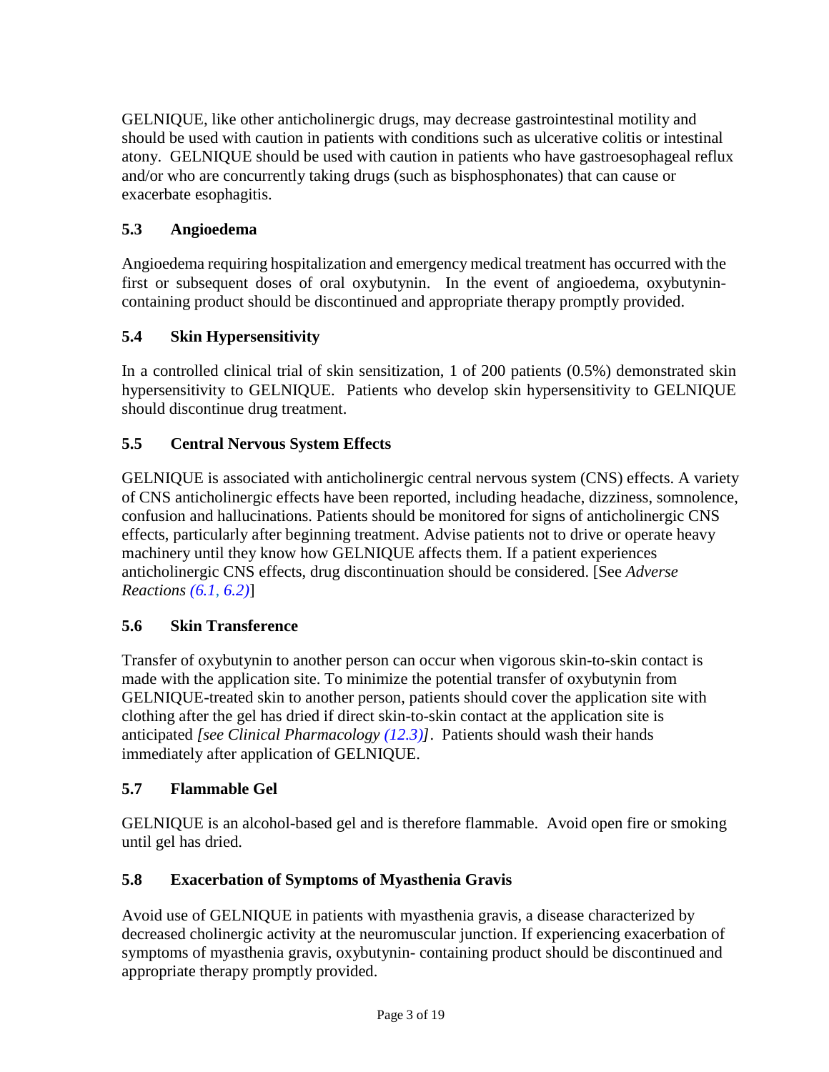GELNIQUE, like other anticholinergic drugs, may decrease gastrointestinal motility and should be used with caution in patients with conditions such as ulcerative colitis or intestinal atony. GELNIQUE should be used with caution in patients who have gastroesophageal reflux and/or who are concurrently taking drugs (such as bisphosphonates) that can cause or exacerbate esophagitis.

### 5.3 Angioedema

Angioedema requiring hospitalization and emergency medical treatment has occurred with the first or subsequent doses of oral oxybutynin. In the event of angioedema, oxybutynin-containing product should be discontinued and appropriate therapy promptly provided.

### 5.4 Skin Hypersensitivity

In a controlled clinical trial of skin sensitization, 1 of 200 patients (0.5%) demonstrated skin hypersensitivity to GELNIQUE. Patients who develop skin hypersensitivity to GELNIQUE should discontinue drug treatment.

### 5.5 Central Nervous System Effects

GELNIQUE is associated with anticholinergic central nervous system (CNS) effects. A variety of CNS anticholinergic effects have been reported, including headache, dizziness, somnolence, confusion and hallucinations. Patients should be monitored for signs of anticholinergic CNS effects, particularly after beginning treatment. Advise patients not to drive or operate heavy machinery until they know how GELNIQUE affects them. If a patient experiences anticholinergic CNS effects, drug discontinuation should be considered. [See *Adverse Reactions (6.1, 6.2)*]

### 5.6 Skin Transference

Transfer of oxybutynin to another person can occur when vigorous skin-to-skin contact is made with the application site. To minimize the potential transfer of oxybutynin from GELNIQUE-treated skin to another person, patients should cover the application site with clothing after the gel has dried if direct skin-to-skin contact at the application site is anticipated *[see Clinical Pharmacology (12.3)]*. Patients should wash their hands immediately after application of GELNIQUE.

### 5.7 Flammable Gel

GELNIQUE is an alcohol-based gel and is therefore flammable. Avoid open fire or smoking until gel has dried.

### 5.8 Exacerbation of Symptoms of Myasthenia Gravis

Avoid use of GELNIQUE in patients with myasthenia gravis, a disease characterized by decreased cholinergic activity at the neuromuscular junction. If experiencing exacerbation of symptoms of myasthenia gravis, oxybutynin- containing product should be discontinued and appropriate therapy promptly provided.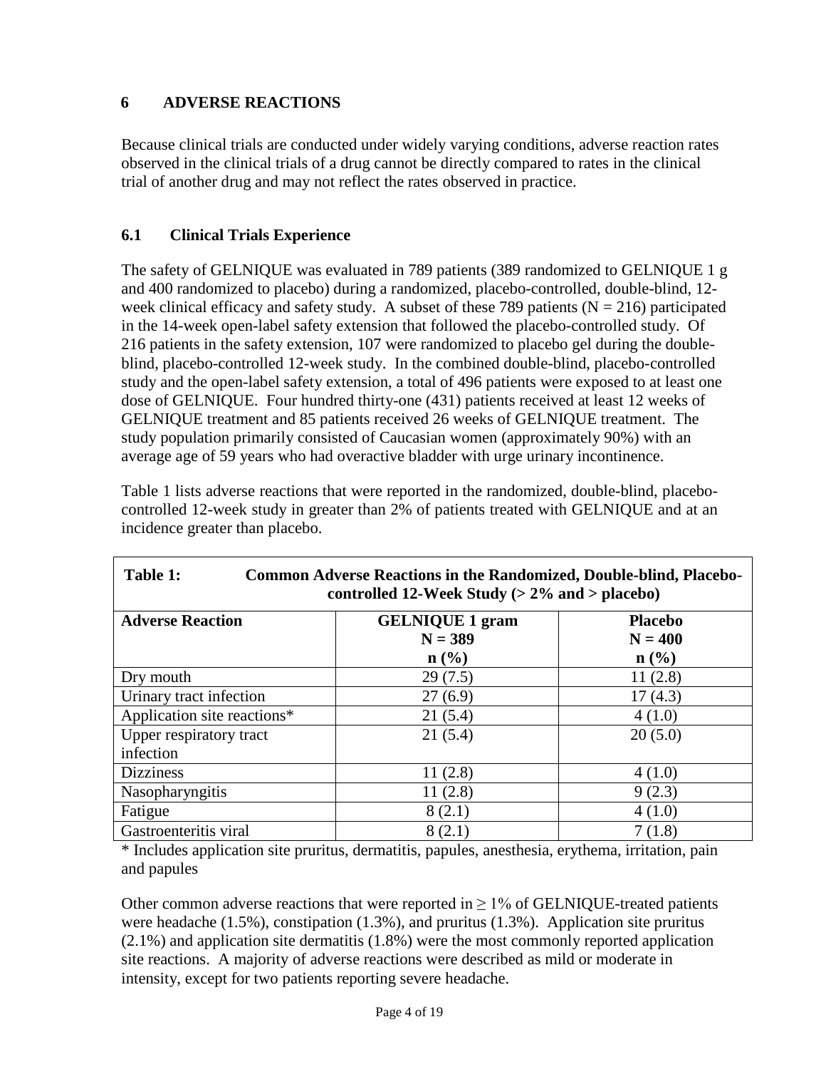## 6 ADVERSE REACTIONS

Because clinical trials are conducted under widely varying conditions, adverse reaction rates observed in the clinical trials of a drug cannot be directly compared to rates in the clinical trial of another drug and may not reflect the rates observed in practice.

### 6.1 Clinical Trials Experience

The safety of GELNIQUE was evaluated in 789 patients (389 randomized to GELNIQUE 1 g and 400 randomized to placebo) during a randomized, placebo-controlled, double-blind, 12-week clinical efficacy and safety study. A subset of these 789 patients (N = 216) participated in the 14-week open-label safety extension that followed the placebo-controlled study. Of 216 patients in the safety extension, 107 were randomized to placebo gel during the double-blind, placebo-controlled 12-week study. In the combined double-blind, placebo-controlled study and the open-label safety extension, a total of 496 patients were exposed to at least one dose of GELNIQUE. Four hundred thirty-one (431) patients received at least 12 weeks of GELNIQUE treatment and 85 patients received 26 weeks of GELNIQUE treatment. The study population primarily consisted of Caucasian women (approximately 90%) with an average age of 59 years who had overactive bladder with urge urinary incontinence.

Table 1 lists adverse reactions that were reported in the randomized, double-blind, placebo-controlled 12-week study in greater than 2% of patients treated with GELNIQUE and at an incidence greater than placebo.

**Table 1: Common Adverse Reactions in the Randomized, Double-blind, Placebo-controlled 12-Week Study (> 2% and > placebo)**

| Adverse Reaction | GELNIQUE 1 gram N = 389 n (%) | Placebo N = 400 n (%) |
|---|---|---|
| Dry mouth | 29 (7.5) | 11 (2.8) |
| Urinary tract infection | 27 (6.9) | 17 (4.3) |
| Application site reactions* | 21 (5.4) | 4 (1.0) |
| Upper respiratory tract infection | 21 (5.4) | 20 (5.0) |
| Dizziness | 11 (2.8) | 4 (1.0) |
| Nasopharyngitis | 11 (2.8) | 9 (2.3) |
| Fatigue | 8 (2.1) | 4 (1.0) |
| Gastroenteritis viral | 8 (2.1) | 7 (1.8) |

* Includes application site pruritus, dermatitis, papules, anesthesia, erythema, irritation, pain and papules

Other common adverse reactions that were reported in ≥ 1% of GELNIQUE-treated patients were headache (1.5%), constipation (1.3%), and pruritus (1.3%). Application site pruritus (2.1%) and application site dermatitis (1.8%) were the most commonly reported application site reactions. A majority of adverse reactions were described as mild or moderate in intensity, except for two patients reporting severe headache.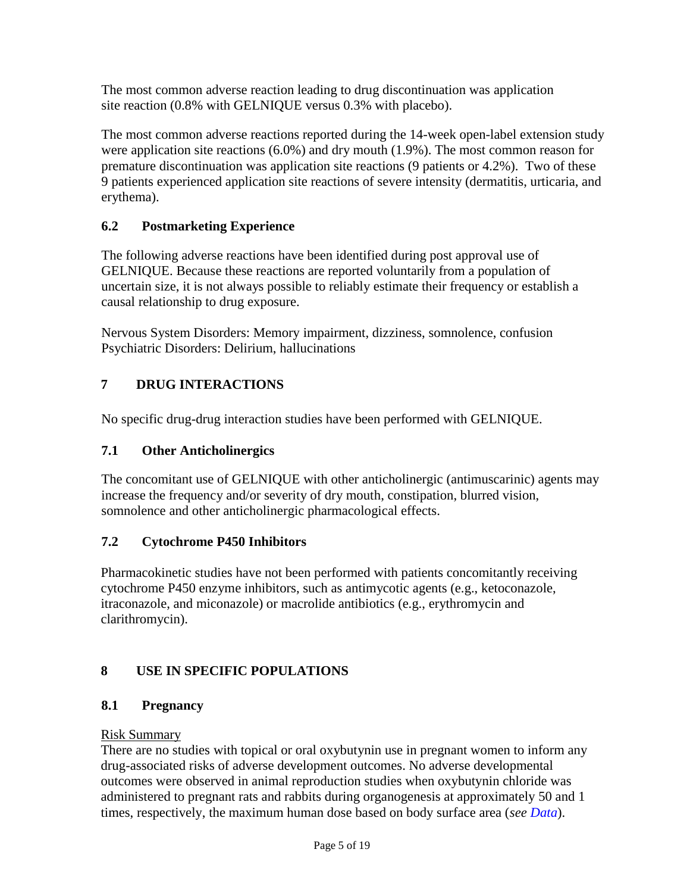The most common adverse reaction leading to drug discontinuation was application site reaction (0.8% with GELNIQUE versus 0.3% with placebo).

The most common adverse reactions reported during the 14-week open-label extension study were application site reactions (6.0%) and dry mouth (1.9%). The most common reason for premature discontinuation was application site reactions (9 patients or 4.2%). Two of these 9 patients experienced application site reactions of severe intensity (dermatitis, urticaria, and erythema).

### 6.2 Postmarketing Experience

The following adverse reactions have been identified during post approval use of GELNIQUE. Because these reactions are reported voluntarily from a population of uncertain size, it is not always possible to reliably estimate their frequency or establish a causal relationship to drug exposure.

Nervous System Disorders: Memory impairment, dizziness, somnolence, confusion
Psychiatric Disorders: Delirium, hallucinations

## 7 DRUG INTERACTIONS

No specific drug-drug interaction studies have been performed with GELNIQUE.

### 7.1 Other Anticholinergics

The concomitant use of GELNIQUE with other anticholinergic (antimuscarinic) agents may increase the frequency and/or severity of dry mouth, constipation, blurred vision, somnolence and other anticholinergic pharmacological effects.

### 7.2 Cytochrome P450 Inhibitors

Pharmacokinetic studies have not been performed with patients concomitantly receiving cytochrome P450 enzyme inhibitors, such as antimycotic agents (e.g., ketoconazole, itraconazole, and miconazole) or macrolide antibiotics (e.g., erythromycin and clarithromycin).

## 8 USE IN SPECIFIC POPULATIONS

### 8.1 Pregnancy

Risk Summary

There are no studies with topical or oral oxybutynin use in pregnant women to inform any drug-associated risks of adverse development outcomes. No adverse developmental outcomes were observed in animal reproduction studies when oxybutynin chloride was administered to pregnant rats and rabbits during organogenesis at approximately 50 and 1 times, respectively, the maximum human dose based on body surface area (*see Data*).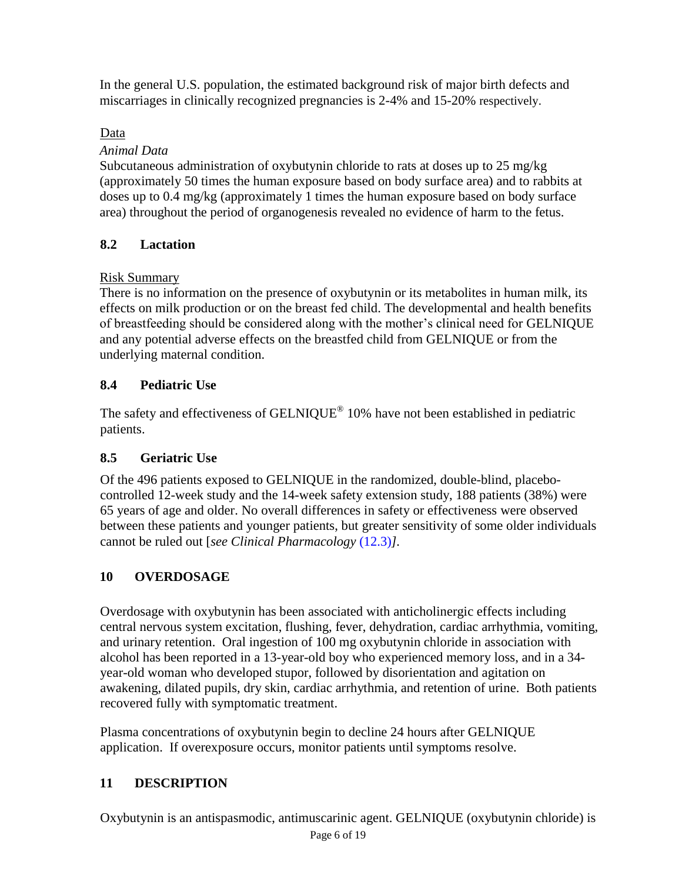In the general U.S. population, the estimated background risk of major birth defects and miscarriages in clinically recognized pregnancies is 2-4% and 15-20% respectively.

Data

*Animal Data*

Subcutaneous administration of oxybutynin chloride to rats at doses up to 25 mg/kg (approximately 50 times the human exposure based on body surface area) and to rabbits at doses up to 0.4 mg/kg (approximately 1 times the human exposure based on body surface area) throughout the period of organogenesis revealed no evidence of harm to the fetus.

## 8.2 Lactation

Risk Summary

There is no information on the presence of oxybutynin or its metabolites in human milk, its effects on milk production or on the breast fed child. The developmental and health benefits of breastfeeding should be considered along with the mother's clinical need for GELNIQUE and any potential adverse effects on the breastfed child from GELNIQUE or from the underlying maternal condition.

## 8.4 Pediatric Use

The safety and effectiveness of GELNIQUE® 10% have not been established in pediatric patients.

## 8.5 Geriatric Use

Of the 496 patients exposed to GELNIQUE in the randomized, double-blind, placebo-controlled 12-week study and the 14-week safety extension study, 188 patients (38%) were 65 years of age and older. No overall differences in safety or effectiveness were observed between these patients and younger patients, but greater sensitivity of some older individuals cannot be ruled out [*see Clinical Pharmacology* (12.3)*]*.

# 10 OVERDOSAGE

Overdosage with oxybutynin has been associated with anticholinergic effects including central nervous system excitation, flushing, fever, dehydration, cardiac arrhythmia, vomiting, and urinary retention. Oral ingestion of 100 mg oxybutynin chloride in association with alcohol has been reported in a 13-year-old boy who experienced memory loss, and in a 34-year-old woman who developed stupor, followed by disorientation and agitation on awakening, dilated pupils, dry skin, cardiac arrhythmia, and retention of urine. Both patients recovered fully with symptomatic treatment.

Plasma concentrations of oxybutynin begin to decline 24 hours after GELNIQUE application. If overexposure occurs, monitor patients until symptoms resolve.

# 11 DESCRIPTION

Oxybutynin is an antispasmodic, antimuscarinic agent. GELNIQUE (oxybutynin chloride) is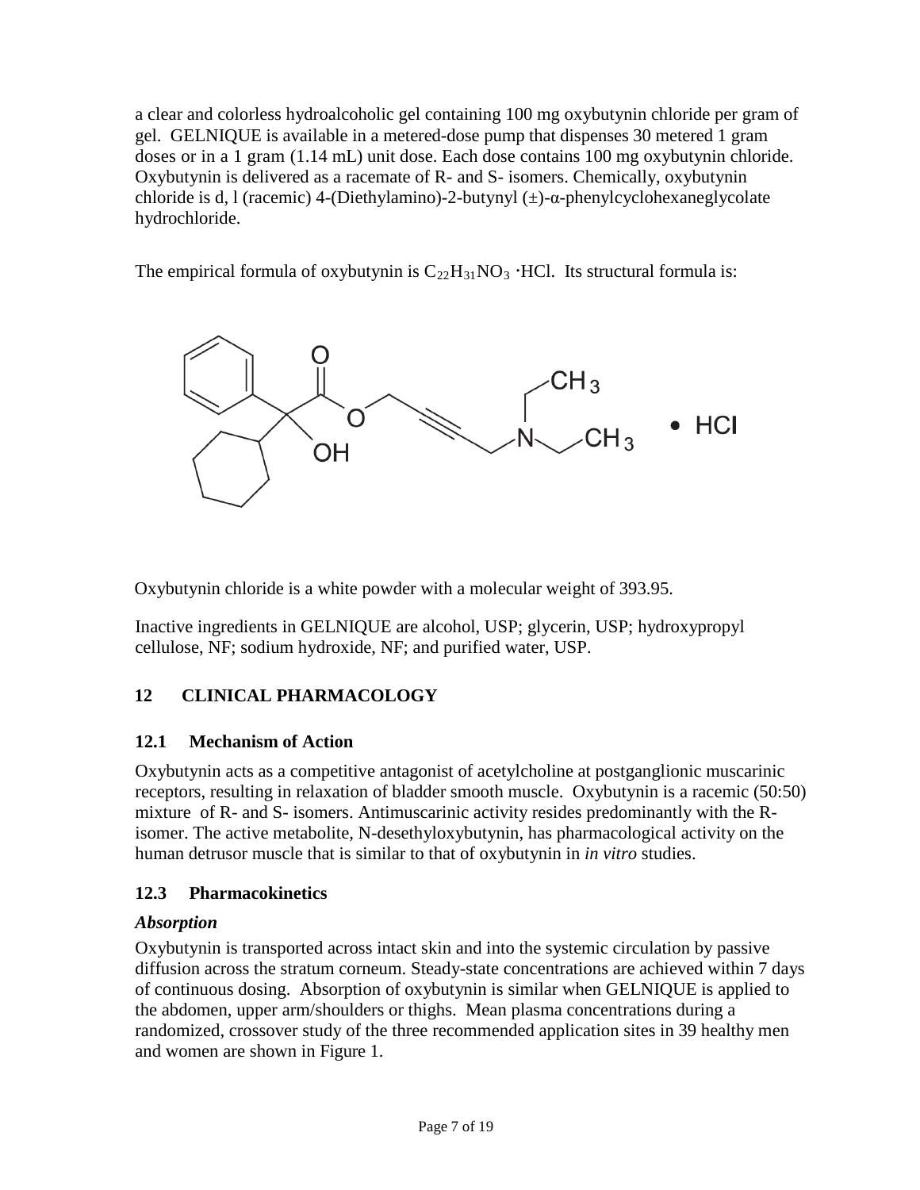a clear and colorless hydroalcoholic gel containing 100 mg oxybutynin chloride per gram of gel. GELNIQUE is available in a metered-dose pump that dispenses 30 metered 1 gram doses or in a 1 gram (1.14 mL) unit dose. Each dose contains 100 mg oxybutynin chloride. Oxybutynin is delivered as a racemate of R- and S- isomers. Chemically, oxybutynin chloride is d, l (racemic) 4-(Diethylamino)-2-butynyl (±)-α-phenylcyclohexaneglycolate hydrochloride.

The empirical formula of oxybutynin is $C_{22}H_{31}NO_3 \cdot HCl$. Its structural formula is:

Oxybutynin chloride is a white powder with a molecular weight of 393.95.

Inactive ingredients in GELNIQUE are alcohol, USP; glycerin, USP; hydroxypropyl cellulose, NF; sodium hydroxide, NF; and purified water, USP.

## 12 CLINICAL PHARMACOLOGY

### 12.1 Mechanism of Action

Oxybutynin acts as a competitive antagonist of acetylcholine at postganglionic muscarinic receptors, resulting in relaxation of bladder smooth muscle. Oxybutynin is a racemic (50:50) mixture of R- and S- isomers. Antimuscarinic activity resides predominantly with the R-isomer. The active metabolite, N-desethyloxybutynin, has pharmacological activity on the human detrusor muscle that is similar to that of oxybutynin in *in vitro* studies.

### 12.3 Pharmacokinetics

***Absorption***

Oxybutynin is transported across intact skin and into the systemic circulation by passive diffusion across the stratum corneum. Steady-state concentrations are achieved within 7 days of continuous dosing. Absorption of oxybutynin is similar when GELNIQUE is applied to the abdomen, upper arm/shoulders or thighs. Mean plasma concentrations during a randomized, crossover study of the three recommended application sites in 39 healthy men and women are shown in Figure 1.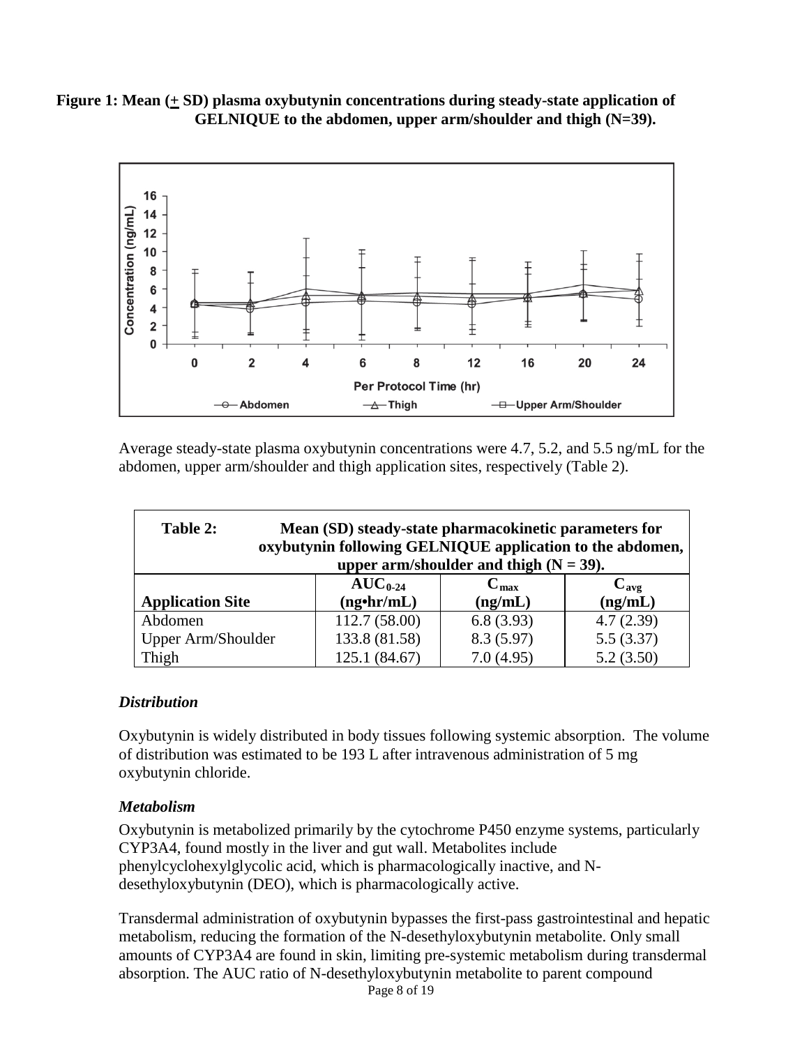**Figure 1: Mean (± SD) plasma oxybutynin concentrations during steady-state application of GELNIQUE to the abdomen, upper arm/shoulder and thigh (N=39).**

Average steady-state plasma oxybutynin concentrations were 4.7, 5.2, and 5.5 ng/mL for the abdomen, upper arm/shoulder and thigh application sites, respectively (Table 2).

**Table 2: Mean (SD) steady-state pharmacokinetic parameters for oxybutynin following GELNIQUE application to the abdomen, upper arm/shoulder and thigh (N = 39).**

| Application Site | $AUC_{0-24}$ (ng•hr/mL) | $C_{max}$ (ng/mL) | $C_{avg}$ (ng/mL) |
|---|---|---|---|
| Abdomen | 112.7 (58.00) | 6.8 (3.93) | 4.7 (2.39) |
| Upper Arm/Shoulder | 133.8 (81.58) | 8.3 (5.97) | 5.5 (3.37) |
| Thigh | 125.1 (84.67) | 7.0 (4.95) | 5.2 (3.50) |

### *Distribution*

Oxybutynin is widely distributed in body tissues following systemic absorption. The volume of distribution was estimated to be 193 L after intravenous administration of 5 mg oxybutynin chloride.

### *Metabolism*

Oxybutynin is metabolized primarily by the cytochrome P450 enzyme systems, particularly CYP3A4, found mostly in the liver and gut wall. Metabolites include phenylcyclohexylglycolic acid, which is pharmacologically inactive, and N-desethyloxybutynin (DEO), which is pharmacologically active.

Transdermal administration of oxybutynin bypasses the first-pass gastrointestinal and hepatic metabolism, reducing the formation of the N-desethyloxybutynin metabolite. Only small amounts of CYP3A4 are found in skin, limiting pre-systemic metabolism during transdermal absorption. The AUC ratio of N-desethyloxybutynin metabolite to parent compound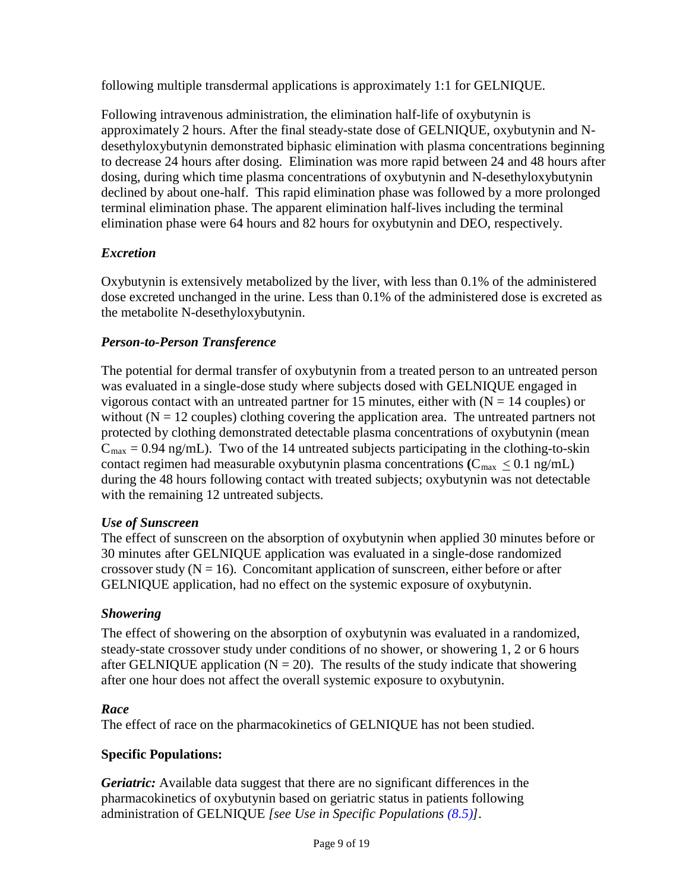following multiple transdermal applications is approximately 1:1 for GELNIQUE.

Following intravenous administration, the elimination half-life of oxybutynin is approximately 2 hours. After the final steady-state dose of GELNIQUE, oxybutynin and N-desethyloxybutynin demonstrated biphasic elimination with plasma concentrations beginning to decrease 24 hours after dosing. Elimination was more rapid between 24 and 48 hours after dosing, during which time plasma concentrations of oxybutynin and N-desethyloxybutynin declined by about one-half. This rapid elimination phase was followed by a more prolonged terminal elimination phase. The apparent elimination half-lives including the terminal elimination phase were 64 hours and 82 hours for oxybutynin and DEO, respectively.

### *Excretion*

Oxybutynin is extensively metabolized by the liver, with less than 0.1% of the administered dose excreted unchanged in the urine. Less than 0.1% of the administered dose is excreted as the metabolite N-desethyloxybutynin.

### *Person-to-Person Transference*

The potential for dermal transfer of oxybutynin from a treated person to an untreated person was evaluated in a single-dose study where subjects dosed with GELNIQUE engaged in vigorous contact with an untreated partner for 15 minutes, either with ($N = 14$ couples) or without ($N = 12$ couples) clothing covering the application area. The untreated partners not protected by clothing demonstrated detectable plasma concentrations of oxybutynin (mean $C_{max} = 0.94$ ng/mL). Two of the 14 untreated subjects participating in the clothing-to-skin contact regimen had measurable oxybutynin plasma concentrations ($C_{max} \leq 0.1$ ng/mL) during the 48 hours following contact with treated subjects; oxybutynin was not detectable with the remaining 12 untreated subjects.

### *Use of Sunscreen*

The effect of sunscreen on the absorption of oxybutynin when applied 30 minutes before or 30 minutes after GELNIQUE application was evaluated in a single-dose randomized crossover study ($N = 16$). Concomitant application of sunscreen, either before or after GELNIQUE application, had no effect on the systemic exposure of oxybutynin.

### *Showering*

The effect of showering on the absorption of oxybutynin was evaluated in a randomized, steady-state crossover study under conditions of no shower, or showering 1, 2 or 6 hours after GELNIQUE application ($N = 20$). The results of the study indicate that showering after one hour does not affect the overall systemic exposure to oxybutynin.

### *Race*

The effect of race on the pharmacokinetics of GELNIQUE has not been studied.

### **Specific Populations:**

***Geriatric:*** Available data suggest that there are no significant differences in the pharmacokinetics of oxybutynin based on geriatric status in patients following administration of GELNIQUE *[see Use in Specific Populations (8.5)]*.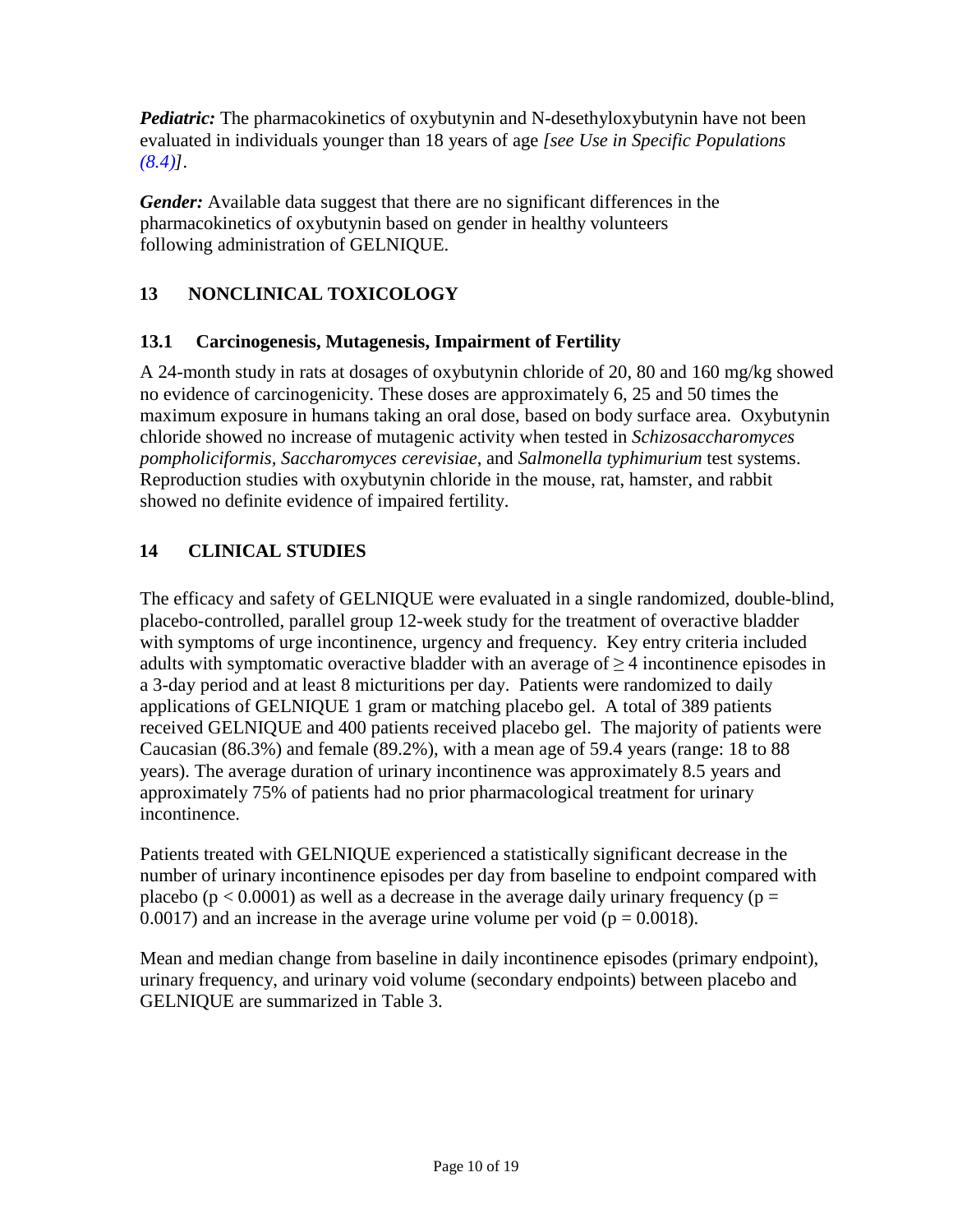***Pediatric:*** The pharmacokinetics of oxybutynin and N-desethyloxybutynin have not been evaluated in individuals younger than 18 years of age *[see Use in Specific Populations (8.4)]*.

***Gender:*** Available data suggest that there are no significant differences in the pharmacokinetics of oxybutynin based on gender in healthy volunteers following administration of GELNIQUE.

## 13 NONCLINICAL TOXICOLOGY

### 13.1 Carcinogenesis, Mutagenesis, Impairment of Fertility

A 24-month study in rats at dosages of oxybutynin chloride of 20, 80 and 160 mg/kg showed no evidence of carcinogenicity. These doses are approximately 6, 25 and 50 times the maximum exposure in humans taking an oral dose, based on body surface area. Oxybutynin chloride showed no increase of mutagenic activity when tested in *Schizosaccharomyces pompholiciformis*, *Saccharomyces cerevisiae*, and *Salmonella typhimurium* test systems. Reproduction studies with oxybutynin chloride in the mouse, rat, hamster, and rabbit showed no definite evidence of impaired fertility.

## 14 CLINICAL STUDIES

The efficacy and safety of GELNIQUE were evaluated in a single randomized, double-blind, placebo-controlled, parallel group 12-week study for the treatment of overactive bladder with symptoms of urge incontinence, urgency and frequency. Key entry criteria included adults with symptomatic overactive bladder with an average of $\geq 4$ incontinence episodes in a 3-day period and at least 8 micturitions per day. Patients were randomized to daily applications of GELNIQUE 1 gram or matching placebo gel. A total of 389 patients received GELNIQUE and 400 patients received placebo gel. The majority of patients were Caucasian (86.3%) and female (89.2%), with a mean age of 59.4 years (range: 18 to 88 years). The average duration of urinary incontinence was approximately 8.5 years and approximately 75% of patients had no prior pharmacological treatment for urinary incontinence.

Patients treated with GELNIQUE experienced a statistically significant decrease in the number of urinary incontinence episodes per day from baseline to endpoint compared with placebo ($p < 0.0001$) as well as a decrease in the average daily urinary frequency ($p = 0.0017$) and an increase in the average urine volume per void ($p = 0.0018$).

Mean and median change from baseline in daily incontinence episodes (primary endpoint), urinary frequency, and urinary void volume (secondary endpoints) between placebo and GELNIQUE are summarized in Table 3.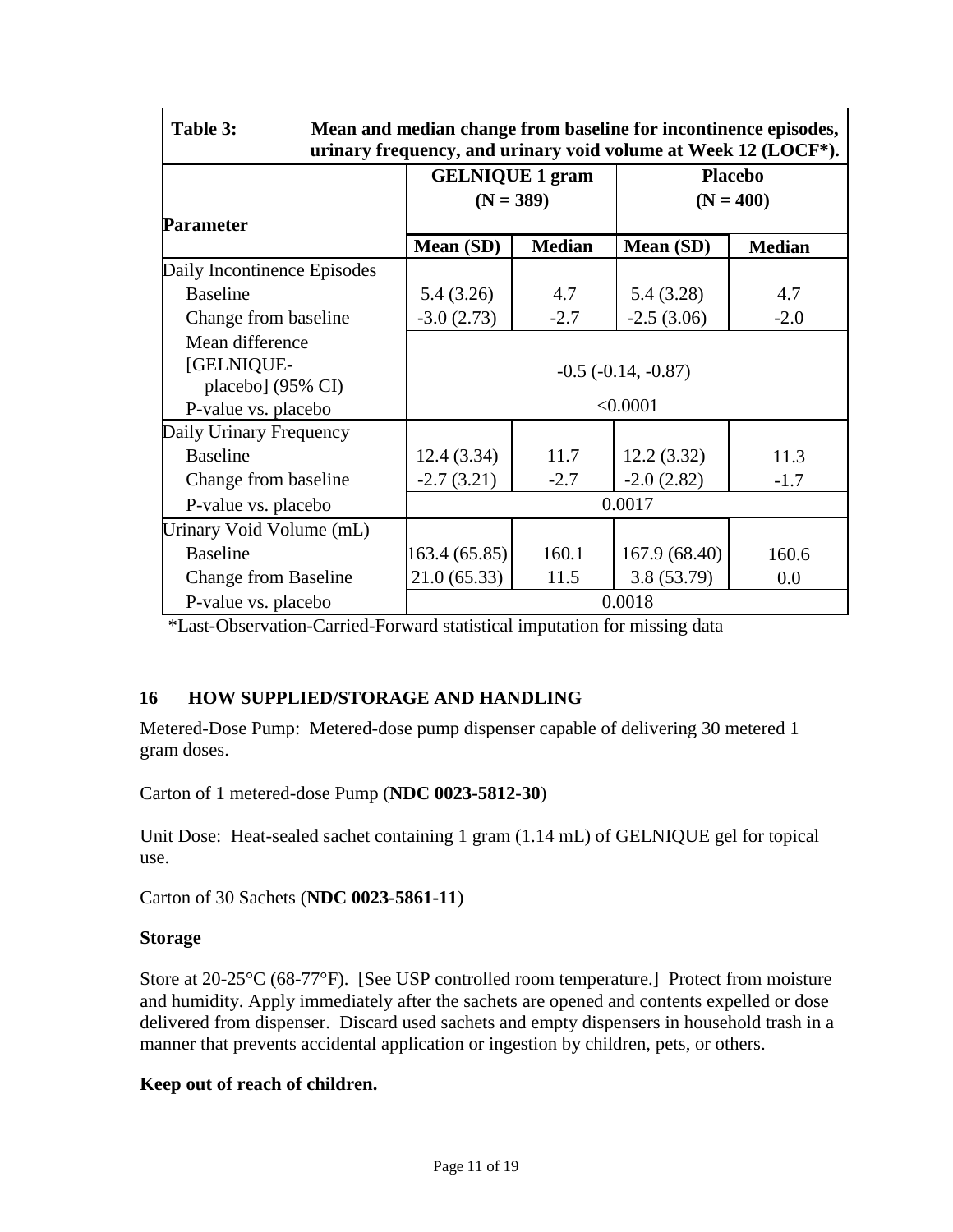| **Table 3: Mean and median change from baseline for incontinence episodes, urinary frequency, and urinary void volume at Week 12 (LOCF*).** | | | | |
|---|---|---|---|---|
| **Parameter** | **GELNIQUE 1 gram (N = 389)** | | **Placebo (N = 400)** | |
| | **Mean (SD)** | **Median** | **Mean (SD)** | **Median** |
| Daily Incontinence Episodes | | | | |
| Baseline | 5.4 (3.26) | 4.7 | 5.4 (3.28) | 4.7 |
| Change from baseline | -3.0 (2.73) | -2.7 | -2.5 (3.06) | -2.0 |
| Mean difference [GELNIQUE-placebo] (95% CI) | -0.5 (-0.14, -0.87) | | | |
| P-value vs. placebo | <0.0001 | | | |
| Daily Urinary Frequency | | | | |
| Baseline | 12.4 (3.34) | 11.7 | 12.2 (3.32) | 11.3 |
| Change from baseline | -2.7 (3.21) | -2.7 | -2.0 (2.82) | -1.7 |
| P-value vs. placebo | 0.0017 | | | |
| Urinary Void Volume (mL) | | | | |
| Baseline | 163.4 (65.85) | 160.1 | 167.9 (68.40) | 160.6 |
| Change from Baseline | 21.0 (65.33) | 11.5 | 3.8 (53.79) | 0.0 |
| P-value vs. placebo | 0.0018 | | | |

*Last-Observation-Carried-Forward statistical imputation for missing data

## 16 HOW SUPPLIED/STORAGE AND HANDLING

Metered-Dose Pump: Metered-dose pump dispenser capable of delivering 30 metered 1 gram doses.

Carton of 1 metered-dose Pump (**NDC 0023-5812-30**)

Unit Dose: Heat-sealed sachet containing 1 gram (1.14 mL) of GELNIQUE gel for topical use.

Carton of 30 Sachets (**NDC 0023-5861-11**)

**Storage**

Store at 20-25°C (68-77°F). [See USP controlled room temperature.] Protect from moisture and humidity. Apply immediately after the sachets are opened and contents expelled or dose delivered from dispenser. Discard used sachets and empty dispensers in household trash in a manner that prevents accidental application or ingestion by children, pets, or others.

**Keep out of reach of children.**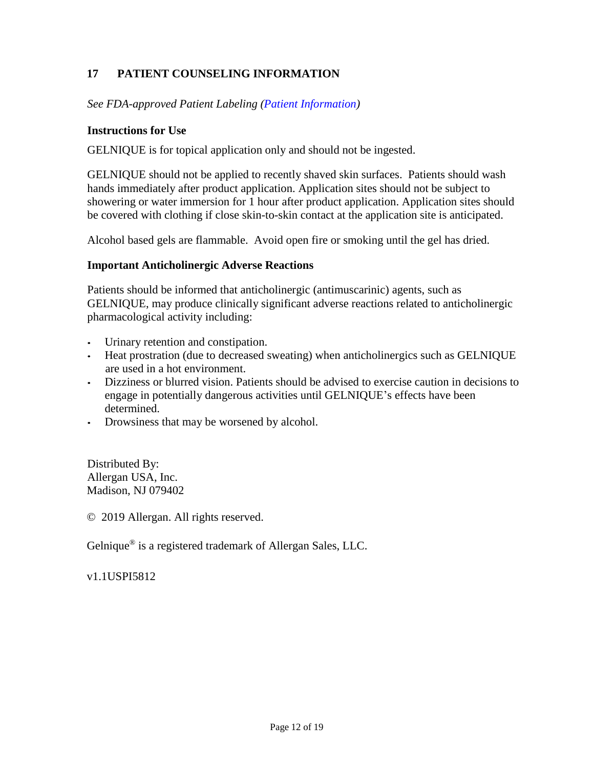## 17 PATIENT COUNSELING INFORMATION

*See FDA-approved Patient Labeling (Patient Information)*

### Instructions for Use

GELNIQUE is for topical application only and should not be ingested.

GELNIQUE should not be applied to recently shaved skin surfaces. Patients should wash hands immediately after product application. Application sites should not be subject to showering or water immersion for 1 hour after product application. Application sites should be covered with clothing if close skin-to-skin contact at the application site is anticipated.

Alcohol based gels are flammable. Avoid open fire or smoking until the gel has dried.

### Important Anticholinergic Adverse Reactions

Patients should be informed that anticholinergic (antimuscarinic) agents, such as GELNIQUE, may produce clinically significant adverse reactions related to anticholinergic pharmacological activity including:

- Urinary retention and constipation.
- Heat prostration (due to decreased sweating) when anticholinergics such as GELNIQUE are used in a hot environment.
- Dizziness or blurred vision. Patients should be advised to exercise caution in decisions to engage in potentially dangerous activities until GELNIQUE's effects have been determined.
- Drowsiness that may be worsened by alcohol.

Distributed By:
Allergan USA, Inc.
Madison, NJ 079402

© 2019 Allergan. All rights reserved.

Gelnique® is a registered trademark of Allergan Sales, LLC.

v1.1USPI5812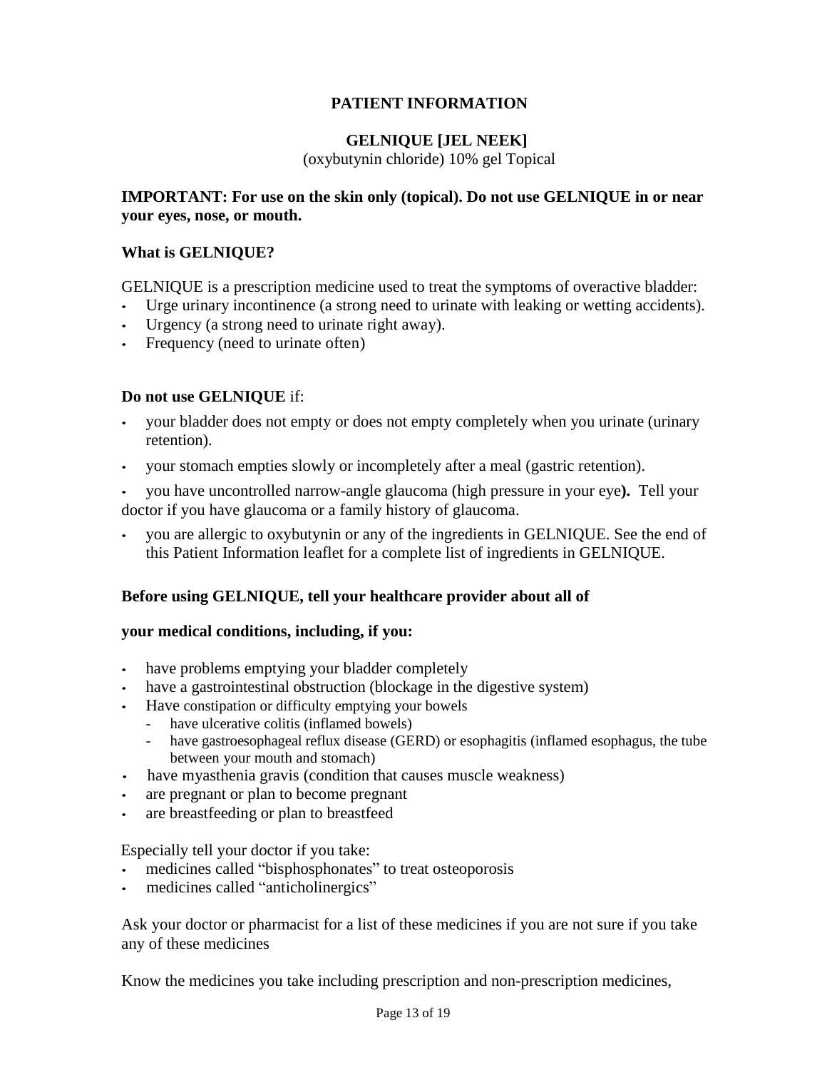# PATIENT INFORMATION

## GELNIQUE [JEL NEEK]

(oxybutynin chloride) 10% gel Topical

**IMPORTANT: For use on the skin only (topical). Do not use GELNIQUE in or near your eyes, nose, or mouth.**

### What is GELNIQUE?

GELNIQUE is a prescription medicine used to treat the symptoms of overactive bladder:

- Urge urinary incontinence (a strong need to urinate with leaking or wetting accidents).
- Urgency (a strong need to urinate right away).
- Frequency (need to urinate often)

**Do not use GELNIQUE** if:

- your bladder does not empty or does not empty completely when you urinate (urinary retention).
- your stomach empties slowly or incompletely after a meal (gastric retention).
- you have uncontrolled narrow-angle glaucoma (high pressure in your eye**).** Tell your doctor if you have glaucoma or a family history of glaucoma.
- you are allergic to oxybutynin or any of the ingredients in GELNIQUE. See the end of this Patient Information leaflet for a complete list of ingredients in GELNIQUE.

**Before using GELNIQUE, tell your healthcare provider about all of**

**your medical conditions, including, if you:**

- have problems emptying your bladder completely
- have a gastrointestinal obstruction (blockage in the digestive system)
- Have constipation or difficulty emptying your bowels
  - have ulcerative colitis (inflamed bowels)
  - have gastroesophageal reflux disease (GERD) or esophagitis (inflamed esophagus, the tube between your mouth and stomach)
- have myasthenia gravis (condition that causes muscle weakness)
- are pregnant or plan to become pregnant
- are breastfeeding or plan to breastfeed

Especially tell your doctor if you take:

- medicines called "bisphosphonates" to treat osteoporosis
- medicines called "anticholinergics"

Ask your doctor or pharmacist for a list of these medicines if you are not sure if you take any of these medicines

Know the medicines you take including prescription and non-prescription medicines,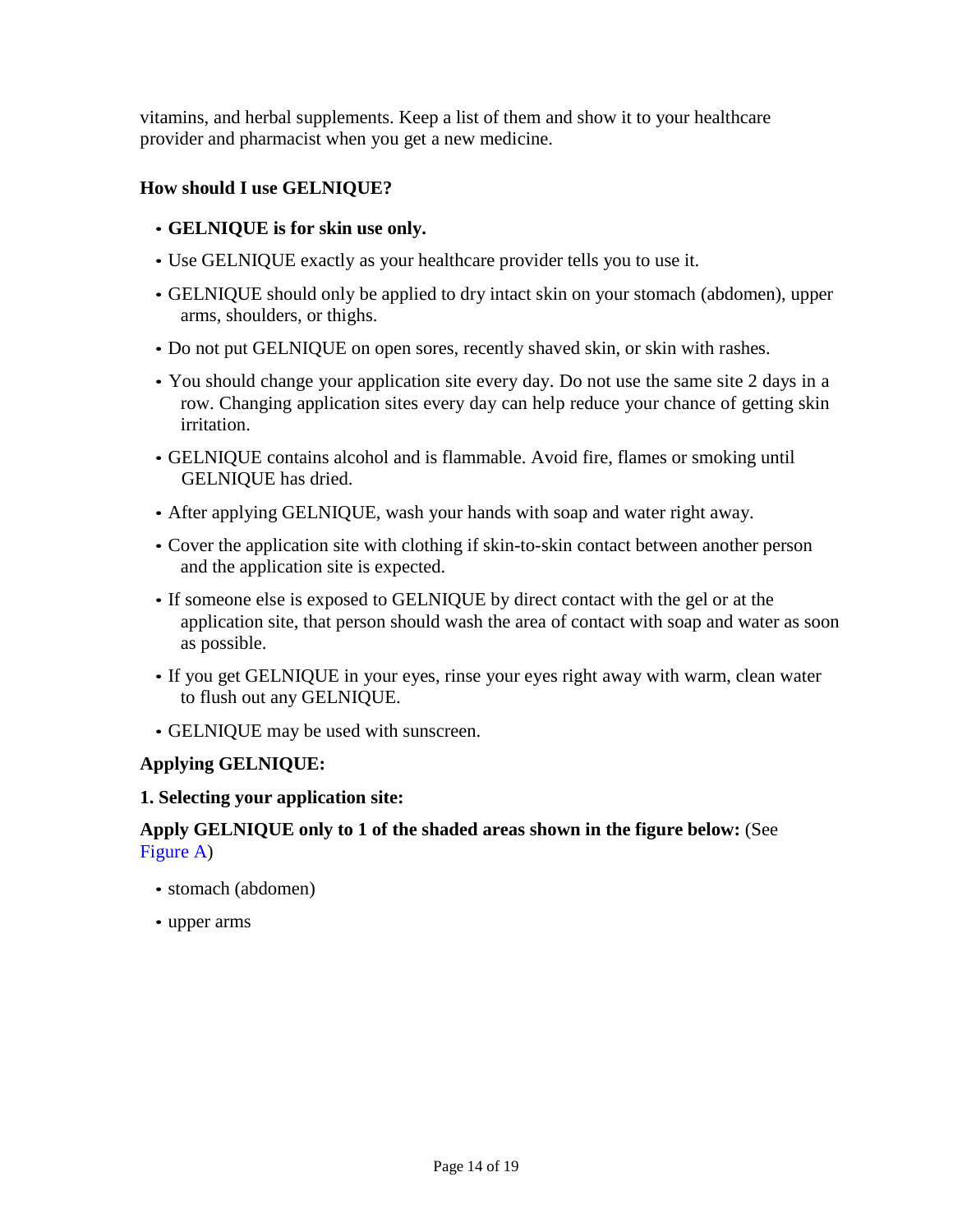vitamins, and herbal supplements. Keep a list of them and show it to your healthcare provider and pharmacist when you get a new medicine.

### How should I use GELNIQUE?

- **GELNIQUE is for skin use only.**
- Use GELNIQUE exactly as your healthcare provider tells you to use it.
- GELNIQUE should only be applied to dry intact skin on your stomach (abdomen), upper arms, shoulders, or thighs.
- Do not put GELNIQUE on open sores, recently shaved skin, or skin with rashes.
- You should change your application site every day. Do not use the same site 2 days in a row. Changing application sites every day can help reduce your chance of getting skin irritation.
- GELNIQUE contains alcohol and is flammable. Avoid fire, flames or smoking until GELNIQUE has dried.
- After applying GELNIQUE, wash your hands with soap and water right away.
- Cover the application site with clothing if skin-to-skin contact between another person and the application site is expected.
- If someone else is exposed to GELNIQUE by direct contact with the gel or at the application site, that person should wash the area of contact with soap and water as soon as possible.
- If you get GELNIQUE in your eyes, rinse your eyes right away with warm, clean water to flush out any GELNIQUE.
- GELNIQUE may be used with sunscreen.

**Applying GELNIQUE:**

**1. Selecting your application site:**

**Apply GELNIQUE only to 1 of the shaded areas shown in the figure below:** (See Figure A)

- stomach (abdomen)
- upper arms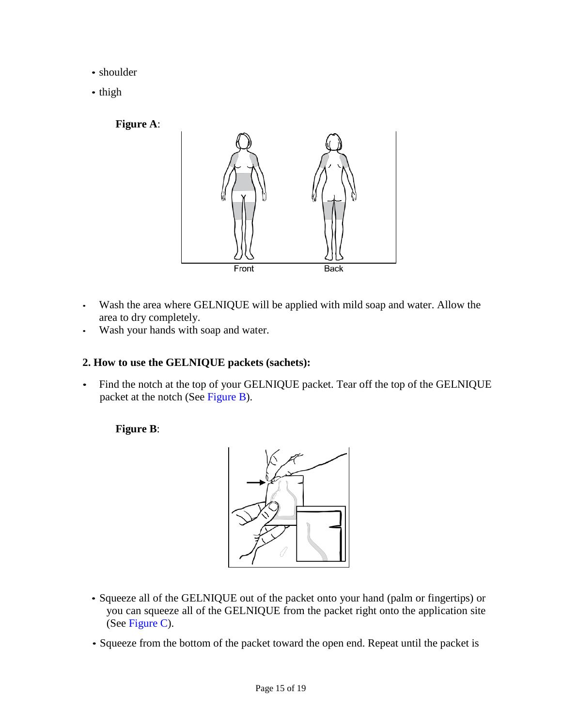- shoulder
- thigh

**Figure A**:

- Wash the area where GELNIQUE will be applied with mild soap and water. Allow the area to dry completely.
- Wash your hands with soap and water.

**2. How to use the GELNIQUE packets (sachets):**

- Find the notch at the top of your GELNIQUE packet. Tear off the top of the GELNIQUE packet at the notch (See Figure B).

**Figure B**:

- Squeeze all of the GELNIQUE out of the packet onto your hand (palm or fingertips) or you can squeeze all of the GELNIQUE from the packet right onto the application site (See Figure C).
- Squeeze from the bottom of the packet toward the open end. Repeat until the packet is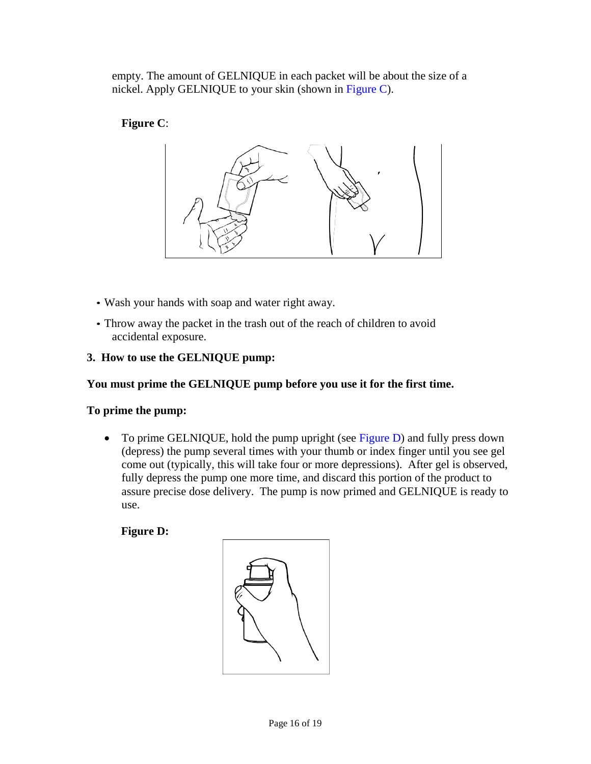empty. The amount of GELNIQUE in each packet will be about the size of a nickel. Apply GELNIQUE to your skin (shown in Figure C).

**Figure C**:

- Wash your hands with soap and water right away.
- Throw away the packet in the trash out of the reach of children to avoid accidental exposure.

**3. How to use the GELNIQUE pump:**

**You must prime the GELNIQUE pump before you use it for the first time.**

**To prime the pump:**

- To prime GELNIQUE, hold the pump upright (see Figure D) and fully press down (depress) the pump several times with your thumb or index finger until you see gel come out (typically, this will take four or more depressions). After gel is observed, fully depress the pump one more time, and discard this portion of the product to assure precise dose delivery. The pump is now primed and GELNIQUE is ready to use.

**Figure D:**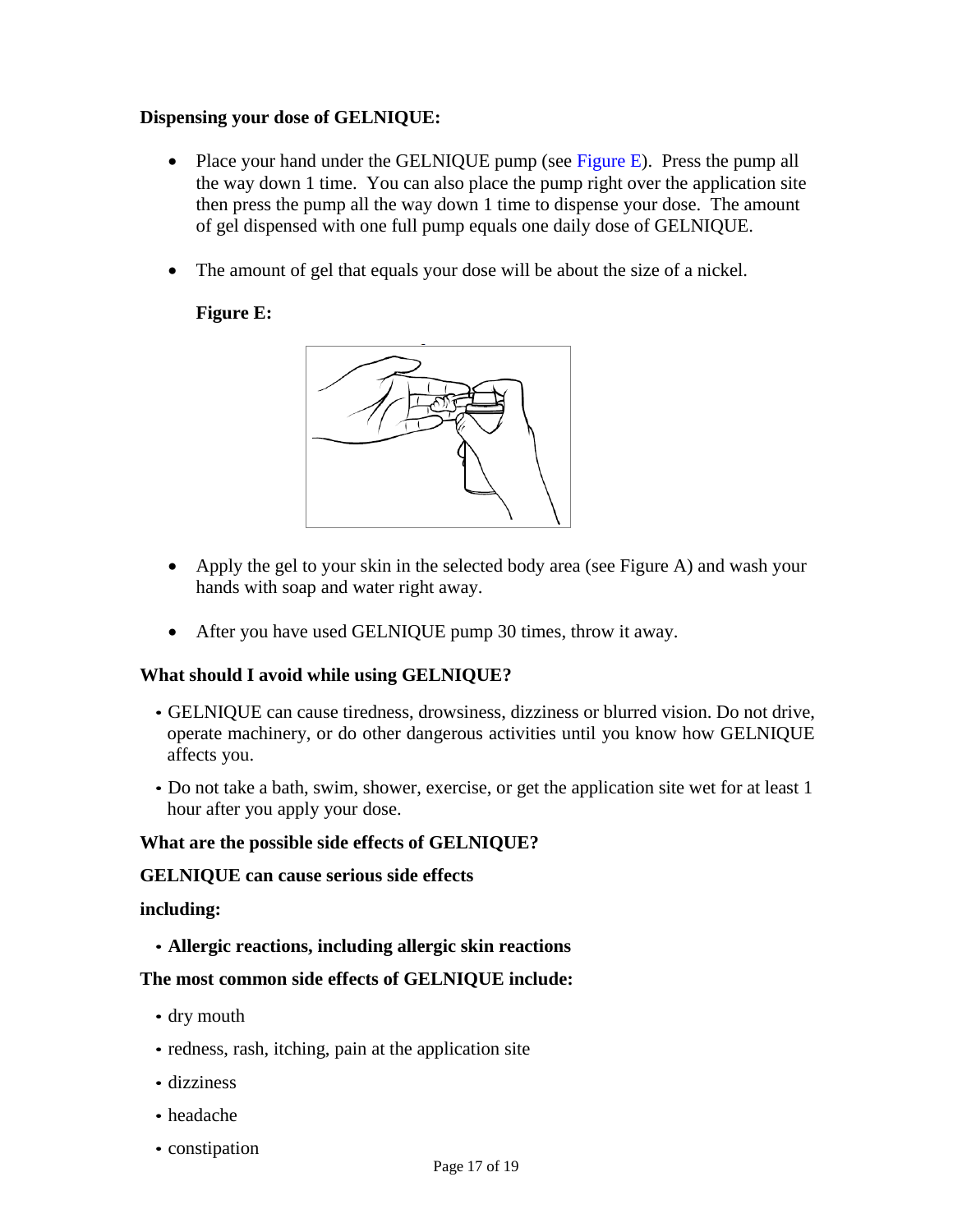**Dispensing your dose of GELNIQUE:**

- Place your hand under the GELNIQUE pump (see Figure E). Press the pump all the way down 1 time. You can also place the pump right over the application site then press the pump all the way down 1 time to dispense your dose. The amount of gel dispensed with one full pump equals one daily dose of GELNIQUE.

- The amount of gel that equals your dose will be about the size of a nickel.

**Figure E:**

- Apply the gel to your skin in the selected body area (see Figure A) and wash your hands with soap and water right away.

- After you have used GELNIQUE pump 30 times, throw it away.

**What should I avoid while using GELNIQUE?**

- GELNIQUE can cause tiredness, drowsiness, dizziness or blurred vision. Do not drive, operate machinery, or do other dangerous activities until you know how GELNIQUE affects you.

- Do not take a bath, swim, shower, exercise, or get the application site wet for at least 1 hour after you apply your dose.

**What are the possible side effects of GELNIQUE?**

**GELNIQUE can cause serious side effects**

**including:**

- **Allergic reactions, including allergic skin reactions**

**The most common side effects of GELNIQUE include:**

- dry mouth
- redness, rash, itching, pain at the application site
- dizziness
- headache
- constipation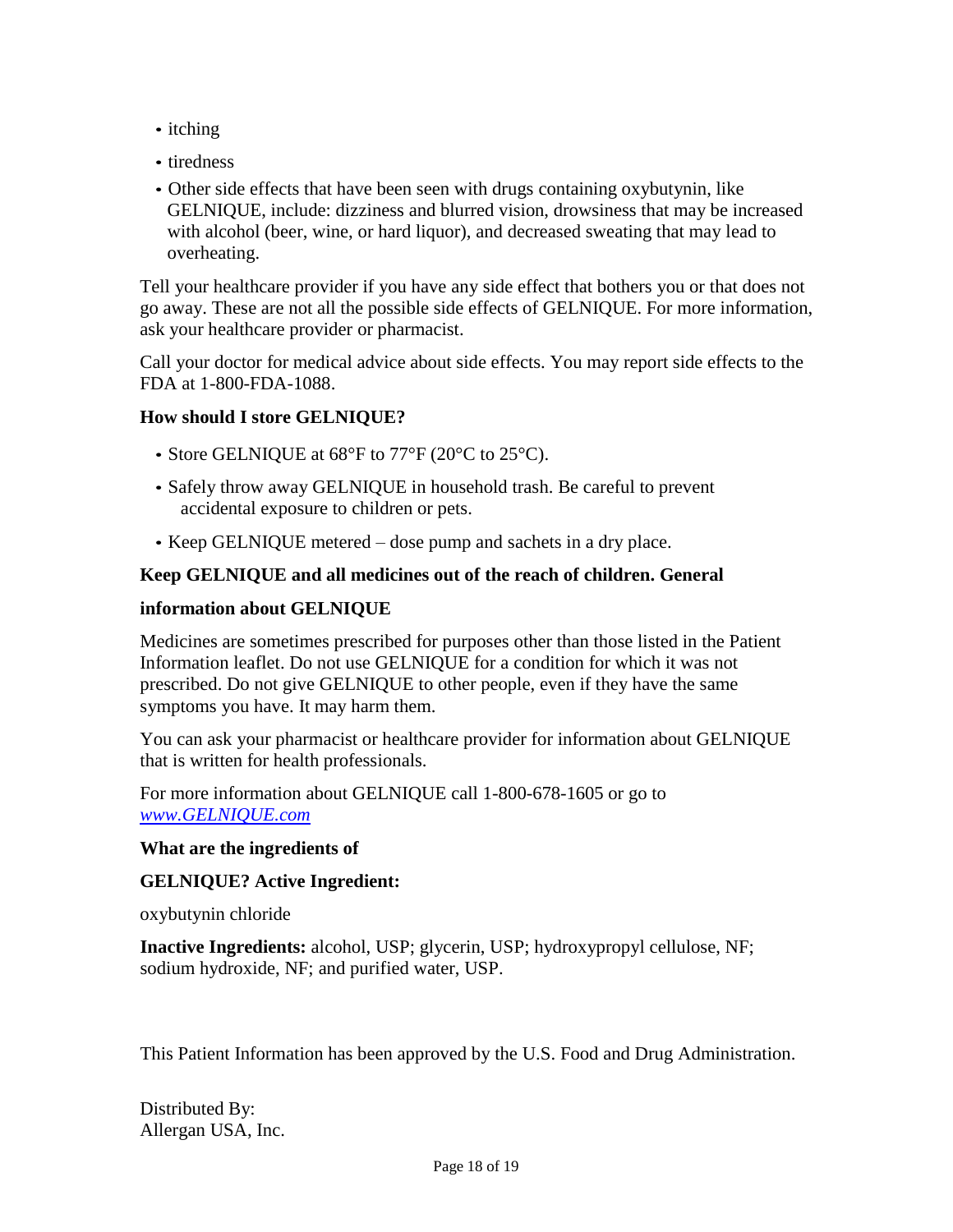- itching
- tiredness
- Other side effects that have been seen with drugs containing oxybutynin, like GELNIQUE, include: dizziness and blurred vision, drowsiness that may be increased with alcohol (beer, wine, or hard liquor), and decreased sweating that may lead to overheating.

Tell your healthcare provider if you have any side effect that bothers you or that does not go away. These are not all the possible side effects of GELNIQUE. For more information, ask your healthcare provider or pharmacist.

Call your doctor for medical advice about side effects. You may report side effects to the FDA at 1-800-FDA-1088.

**How should I store GELNIQUE?**

- Store GELNIQUE at 68°F to 77°F (20°C to 25°C).
- Safely throw away GELNIQUE in household trash. Be careful to prevent accidental exposure to children or pets.
- Keep GELNIQUE metered – dose pump and sachets in a dry place.

**Keep GELNIQUE and all medicines out of the reach of children. General**

**information about GELNIQUE**

Medicines are sometimes prescribed for purposes other than those listed in the Patient Information leaflet. Do not use GELNIQUE for a condition for which it was not prescribed. Do not give GELNIQUE to other people, even if they have the same symptoms you have. It may harm them.

You can ask your pharmacist or healthcare provider for information about GELNIQUE that is written for health professionals.

For more information about GELNIQUE call 1-800-678-1605 or go to [www.GELNIQUE.com](http://www.GELNIQUE.com)

**What are the ingredients of**

**GELNIQUE? Active Ingredient:**

oxybutynin chloride

**Inactive Ingredients:** alcohol, USP; glycerin, USP; hydroxypropyl cellulose, NF; sodium hydroxide, NF; and purified water, USP.

This Patient Information has been approved by the U.S. Food and Drug Administration.

Distributed By:
Allergan USA, Inc.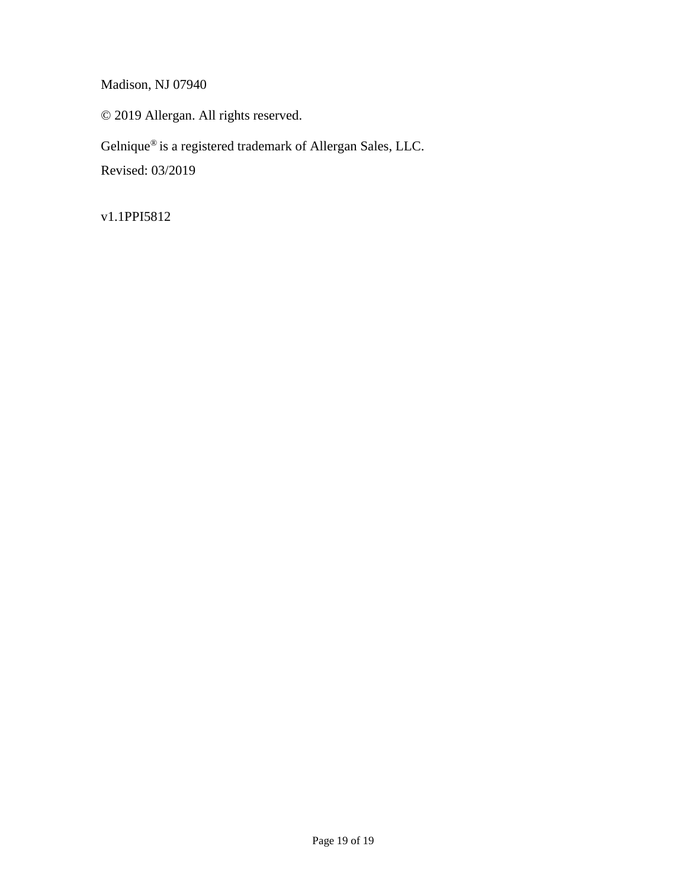Madison, NJ 07940

© 2019 Allergan. All rights reserved.

Gelnique® is a registered trademark of Allergan Sales, LLC.

Revised: 03/2019

v1.1PPI5812